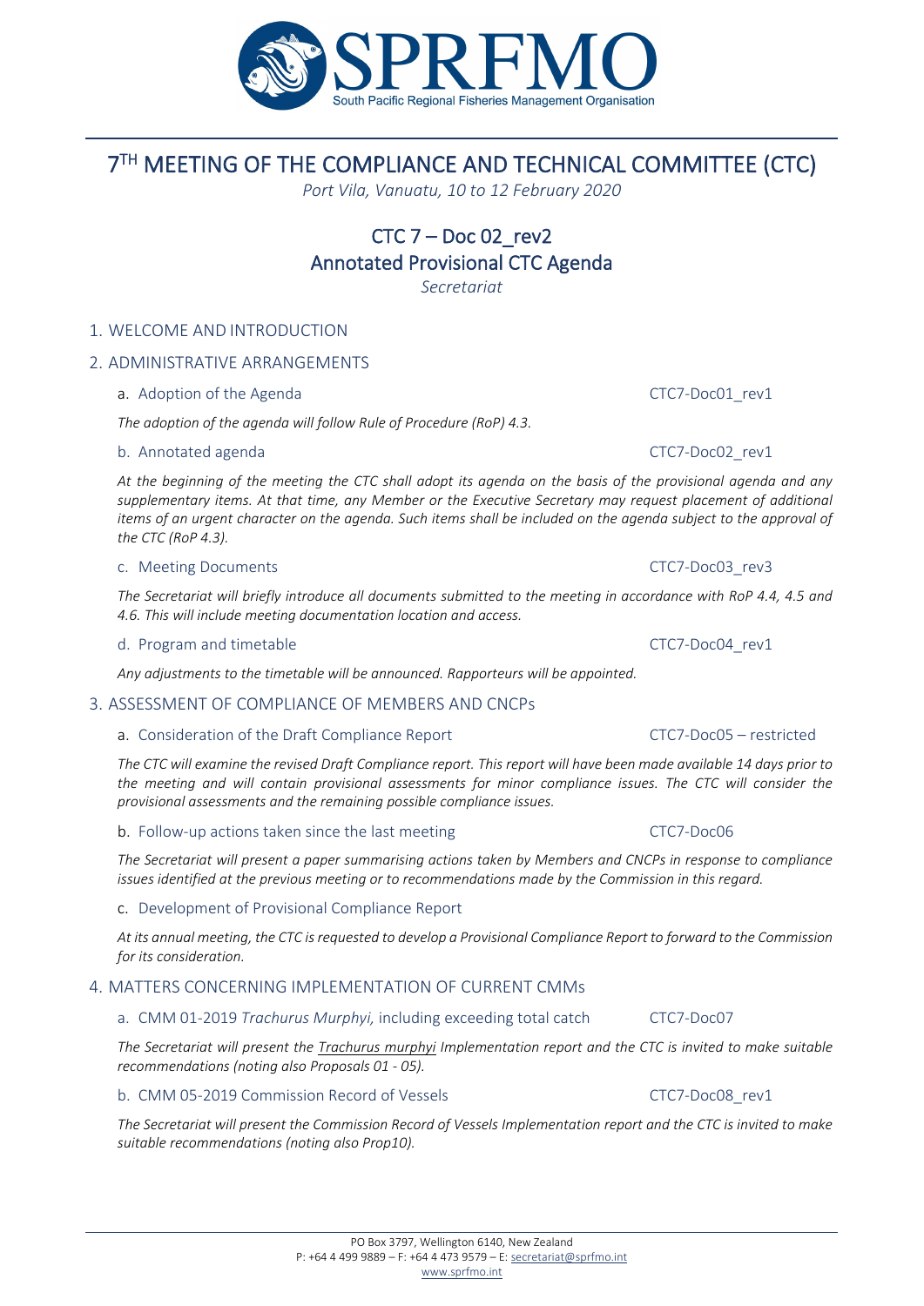SPRFMO

South Pacific Regional Fisheries Management Organisation

# 7[TH] MEETING OF THE COMPLIANCE AND TECHNICAL COMMITTEE (CTC)

*Port Vila, Vanuatu, 10 to 12 February 2020*

## CTC 7 – Doc 02_rev2
## Annotated Provisional CTC Agenda

*Secretariat*

### 1. WELCOME AND INTRODUCTION

### 2. ADMINISTRATIVE ARRANGEMENTS

a. Adoption of the Agenda — CTC7-Doc01_rev1

*The adoption of the agenda will follow Rule of Procedure (RoP) 4.3.*

b. Annotated agenda — CTC7-Doc02_rev1

*At the beginning of the meeting the CTC shall adopt its agenda on the basis of the provisional agenda and any supplementary items. At that time, any Member or the Executive Secretary may request placement of additional items of an urgent character on the agenda. Such items shall be included on the agenda subject to the approval of the CTC (RoP 4.3).*

c. Meeting Documents — CTC7-Doc03_rev3

*The Secretariat will briefly introduce all documents submitted to the meeting in accordance with RoP 4.4, 4.5 and 4.6. This will include meeting documentation location and access.*

d. Program and timetable — CTC7-Doc04_rev1

*Any adjustments to the timetable will be announced. Rapporteurs will be appointed.*

### 3. ASSESSMENT OF COMPLIANCE OF MEMBERS AND CNCPs

a. Consideration of the Draft Compliance Report — CTC7-Doc05 – restricted

*The CTC will examine the revised Draft Compliance report. This report will have been made available 14 days prior to the meeting and will contain provisional assessments for minor compliance issues. The CTC will consider the provisional assessments and the remaining possible compliance issues.*

b. Follow-up actions taken since the last meeting — CTC7-Doc06

*The Secretariat will present a paper summarising actions taken by Members and CNCPs in response to compliance issues identified at the previous meeting or to recommendations made by the Commission in this regard.*

c. Development of Provisional Compliance Report

*At its annual meeting, the CTC is requested to develop a Provisional Compliance Report to forward to the Commission for its consideration.*

### 4. MATTERS CONCERNING IMPLEMENTATION OF CURRENT CMMs

a. CMM 01-2019 *Trachurus Murphyi,* including exceeding total catch — CTC7-Doc07

*The Secretariat will present the Trachurus murphyi Implementation report and the CTC is invited to make suitable recommendations (noting also Proposals 01 - 05).*

b. CMM 05-2019 Commission Record of Vessels — CTC7-Doc08_rev1

*The Secretariat will present the Commission Record of Vessels Implementation report and the CTC is invited to make suitable recommendations (noting also Prop10).*

PO Box 3797, Wellington 6140, New Zealand
P: +64 4 499 9889 – F: +64 4 473 9579 – E: secretariat@sprfmo.int
www.sprfmo.int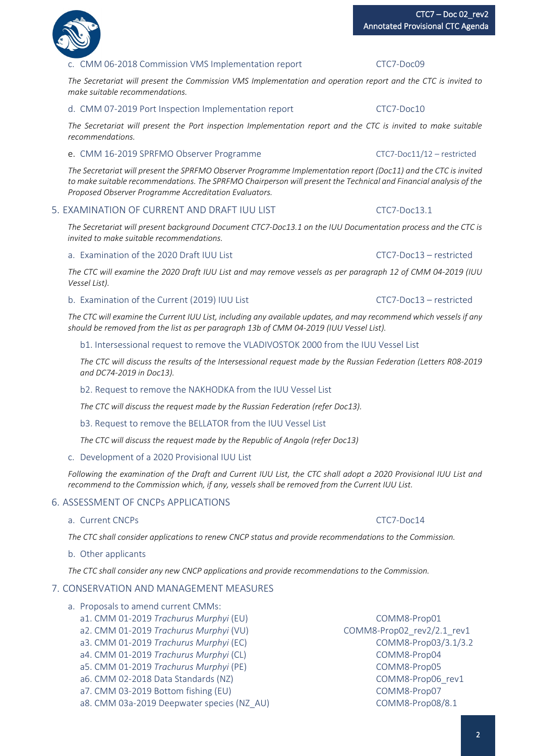c. CMM 06-2018 Commission VMS Implementation report — CTC7-Doc09

*The Secretariat will present the Commission VMS Implementation and operation report and the CTC is invited to make suitable recommendations.*

d. CMM 07-2019 Port Inspection Implementation report — CTC7-Doc10

*The Secretariat will present the Port inspection Implementation report and the CTC is invited to make suitable recommendations.*

e. CMM 16-2019 SPRFMO Observer Programme — CTC7-Doc11/12 – restricted

*The Secretariat will present the SPRFMO Observer Programme Implementation report (Doc11) and the CTC is invited to make suitable recommendations. The SPRFMO Chairperson will present the Technical and Financial analysis of the Proposed Observer Programme Accreditation Evaluators.*

## 5. EXAMINATION OF CURRENT AND DRAFT IUU LIST — CTC7-Doc13.1

*The Secretariat will present background Document CTC7-Doc13.1 on the IUU Documentation process and the CTC is invited to make suitable recommendations.*

a. Examination of the 2020 Draft IUU List — CTC7-Doc13 – restricted

*The CTC will examine the 2020 Draft IUU List and may remove vessels as per paragraph 12 of CMM 04-2019 (IUU Vessel List).*

b. Examination of the Current (2019) IUU List — CTC7-Doc13 – restricted

*The CTC will examine the Current IUU List, including any available updates, and may recommend which vessels if any should be removed from the list as per paragraph 13b of CMM 04-2019 (IUU Vessel List).*

b1. Intersessional request to remove the VLADIVOSTOK 2000 from the IUU Vessel List

*The CTC will discuss the results of the Intersessional request made by the Russian Federation (Letters R08-2019 and DC74-2019 in Doc13).*

b2. Request to remove the NAKHODKA from the IUU Vessel List

*The CTC will discuss the request made by the Russian Federation (refer Doc13).*

b3. Request to remove the BELLATOR from the IUU Vessel List

*The CTC will discuss the request made by the Republic of Angola (refer Doc13)*

c. Development of a 2020 Provisional IUU List

*Following the examination of the Draft and Current IUU List, the CTC shall adopt a 2020 Provisional IUU List and recommend to the Commission which, if any, vessels shall be removed from the Current IUU List.*

## 6. ASSESSMENT OF CNCPs APPLICATIONS

a. Current CNCPs — CTC7-Doc14

*The CTC shall consider applications to renew CNCP status and provide recommendations to the Commission.*

b. Other applicants

*The CTC shall consider any new CNCP applications and provide recommendations to the Commission.*

## 7. CONSERVATION AND MANAGEMENT MEASURES

a. Proposals to amend current CMMs:

| Proposal | Document |
|---|---|
| a1. CMM 01-2019 *Trachurus Murphyi* (EU) | COMM8-Prop01 |
| a2. CMM 01-2019 *Trachurus Murphyi* (VU) | COMM8-Prop02_rev2/2.1_rev1 |
| a3. CMM 01-2019 *Trachurus Murphyi* (EC) | COMM8-Prop03/3.1/3.2 |
| a4. CMM 01-2019 *Trachurus Murphyi* (CL) | COMM8-Prop04 |
| a5. CMM 01-2019 *Trachurus Murphyi* (PE) | COMM8-Prop05 |
| a6. CMM 02-2018 Data Standards (NZ) | COMM8-Prop06_rev1 |
| a7. CMM 03-2019 Bottom fishing (EU) | COMM8-Prop07 |
| a8. CMM 03a-2019 Deepwater species (NZ_AU) | COMM8-Prop08/8.1 |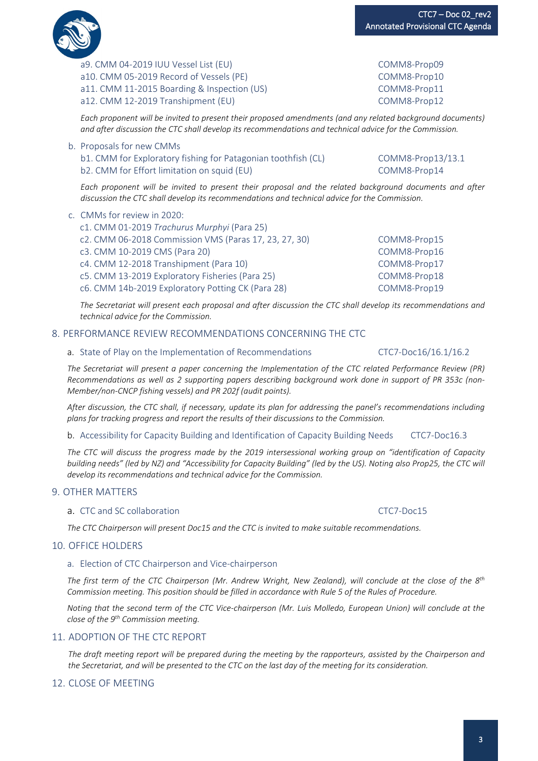a9. CMM 04-2019 IUU Vessel List (EU) COMM8-Prop09
a10. CMM 05-2019 Record of Vessels (PE) COMM8-Prop10
a11. CMM 11-2015 Boarding & Inspection (US) COMM8-Prop11
a12. CMM 12-2019 Transhipment (EU) COMM8-Prop12

*Each proponent will be invited to present their proposed amendments (and any related background documents) and after discussion the CTC shall develop its recommendations and technical advice for the Commission.*

b. Proposals for new CMMs
b1. CMM for Exploratory fishing for Patagonian toothfish (CL) COMM8-Prop13/13.1
b2. CMM for Effort limitation on squid (EU) COMM8-Prop14

*Each proponent will be invited to present their proposal and the related background documents and after discussion the CTC shall develop its recommendations and technical advice for the Commission.*

c. CMMs for review in 2020:
c1. CMM 01-2019 *Trachurus Murphyi* (Para 25)
c2. CMM 06-2018 Commission VMS (Paras 17, 23, 27, 30) COMM8-Prop15
c3. CMM 10-2019 CMS (Para 20) COMM8-Prop16
c4. CMM 12-2018 Transhipment (Para 10) COMM8-Prop17
c5. CMM 13-2019 Exploratory Fisheries (Para 25) COMM8-Prop18
c6. CMM 14b-2019 Exploratory Potting CK (Para 28) COMM8-Prop19

*The Secretariat will present each proposal and after discussion the CTC shall develop its recommendations and technical advice for the Commission.*

## 8. PERFORMANCE REVIEW RECOMMENDATIONS CONCERNING THE CTC

a. State of Play on the Implementation of Recommendations CTC7-Doc16/16.1/16.2

*The Secretariat will present a paper concerning the Implementation of the CTC related Performance Review (PR) Recommendations as well as 2 supporting papers describing background work done in support of PR 353c (non-Member/non-CNCP fishing vessels) and PR 202f (audit points).*

*After discussion, the CTC shall, if necessary, update its plan for addressing the panel's recommendations including plans for tracking progress and report the results of their discussions to the Commission.*

b. Accessibility for Capacity Building and Identification of Capacity Building Needs CTC7-Doc16.3

*The CTC will discuss the progress made by the 2019 intersessional working group on "identification of Capacity building needs" (led by NZ) and "Accessibility for Capacity Building" (led by the US). Noting also Prop25, the CTC will develop its recommendations and technical advice for the Commission.*

## 9. OTHER MATTERS

a. CTC and SC collaboration CTC7-Doc15

*The CTC Chairperson will present Doc15 and the CTC is invited to make suitable recommendations.*

## 10. OFFICE HOLDERS

a. Election of CTC Chairperson and Vice-chairperson

*The first term of the CTC Chairperson (Mr. Andrew Wright, New Zealand), will conclude at the close of the 8th Commission meeting. This position should be filled in accordance with Rule 5 of the Rules of Procedure.*

*Noting that the second term of the CTC Vice-chairperson (Mr. Luis Molledo, European Union) will conclude at the close of the 9th Commission meeting.*

## 11. ADOPTION OF THE CTC REPORT

*The draft meeting report will be prepared during the meeting by the rapporteurs, assisted by the Chairperson and the Secretariat, and will be presented to the CTC on the last day of the meeting for its consideration.*

## 12. CLOSE OF MEETING